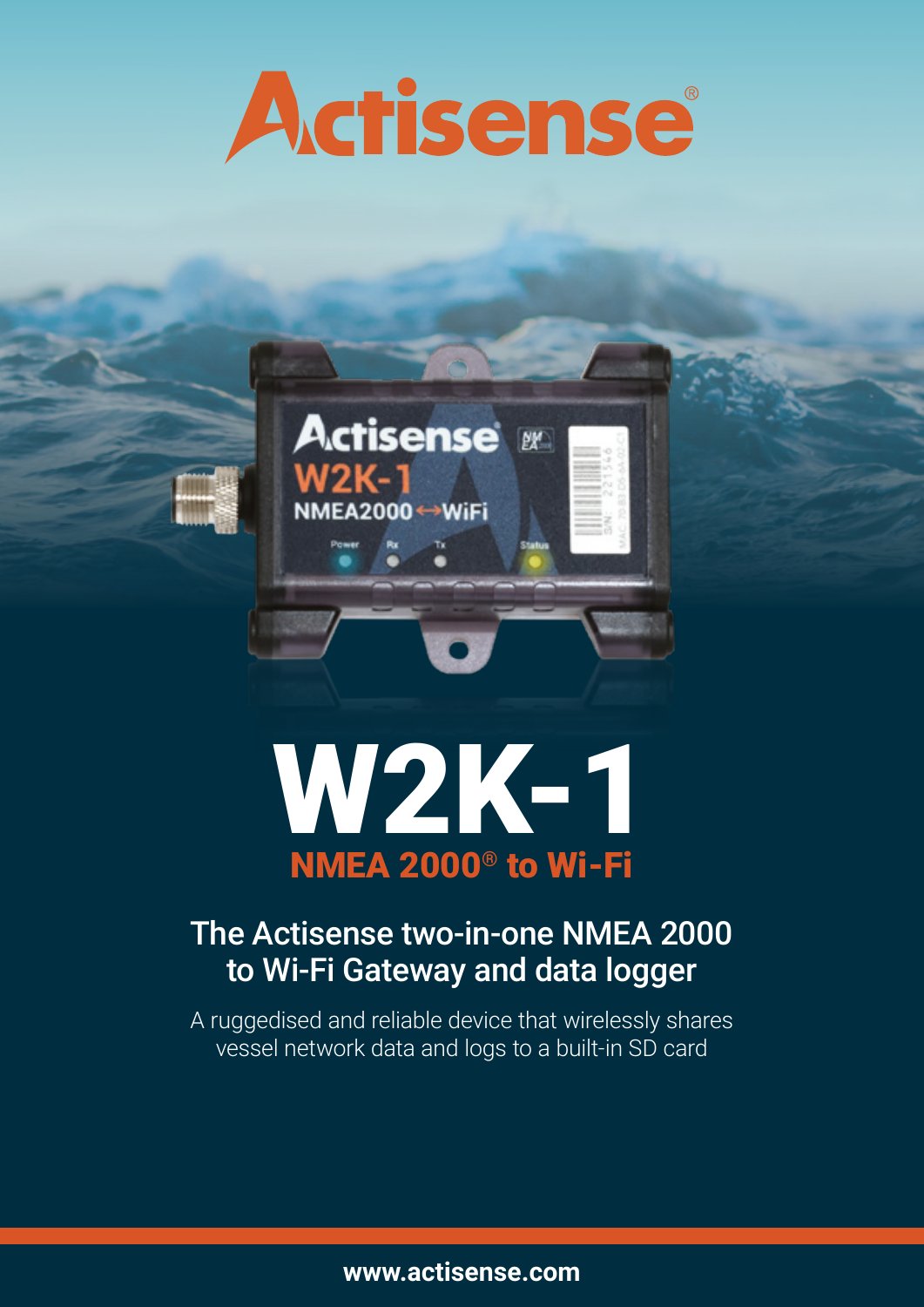# Actisense®

# W2K-1

## NMEA 2000® to Wi-Fi

### The Actisense two-in-one NMEA 2000 to Wi-Fi Gateway and data logger

A ruggedised and reliable device that wirelessly shares vessel network data and logs to a built-in SD card

**www.actisense.com**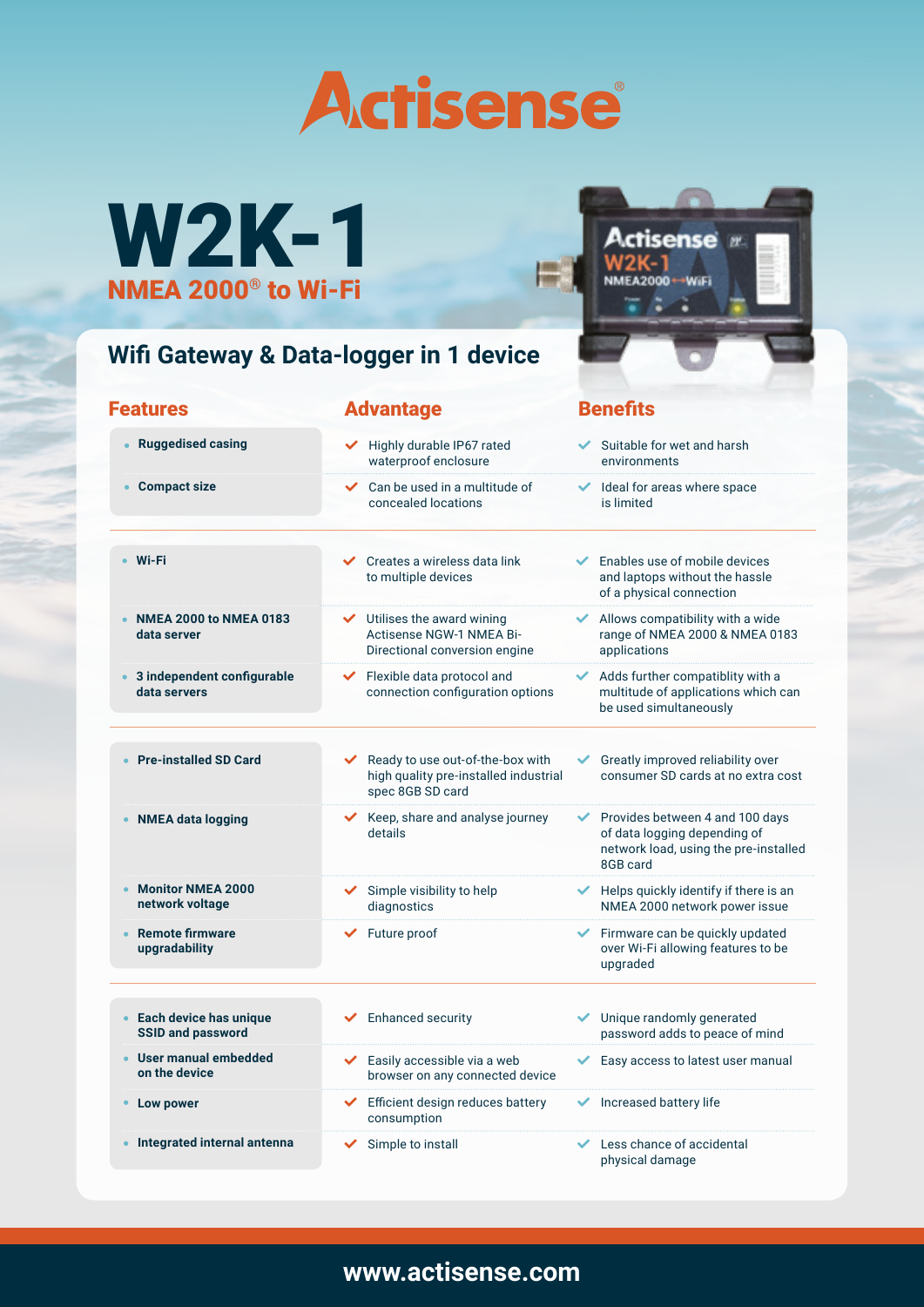# Actisense

# W2K-1

**NMEA 2000® to Wi-Fi**

## Wifi Gateway & Data-logger in 1 device

| Features | Advantage | Benefits |
|---|---|---|
| Ruggedised casing | Highly durable IP67 rated waterproof enclosure | Suitable for wet and harsh environments |
| Compact size | Can be used in a multitude of concealed locations | Ideal for areas where space is limited |
| Wi-Fi | Creates a wireless data link to multiple devices | Enables use of mobile devices and laptops without the hassle of a physical connection |
| NMEA 2000 to NMEA 0183 data server | Utilises the award wining Actisense NGW-1 NMEA Bi-Directional conversion engine | Allows compatibility with a wide range of NMEA 2000 & NMEA 0183 applications |
| 3 independent configurable data servers | Flexible data protocol and connection configuration options | Adds further compatiblity with a multitude of applications which can be used simultaneously |
| Pre-installed SD Card | Ready to use out-of-the-box with high quality pre-installed industrial spec 8GB SD card | Greatly improved reliability over consumer SD cards at no extra cost |
| NMEA data logging | Keep, share and analyse journey details | Provides between 4 and 100 days of data logging depending of network load, using the pre-installed 8GB card |
| Monitor NMEA 2000 network voltage | Simple visibility to help diagnostics | Helps quickly identify if there is an NMEA 2000 network power issue |
| Remote firmware upgradability | Future proof | Firmware can be quickly updated over Wi-Fi allowing features to be upgraded |
| Each device has unique SSID and password | Enhanced security | Unique randomly generated password adds to peace of mind |
| User manual embedded on the device | Easily accessible via a web browser on any connected device | Easy access to latest user manual |
| Low power | Efficient design reduces battery consumption | Increased battery life |
| Integrated internal antenna | Simple to install | Less chance of accidental physical damage |

www.actisense.com